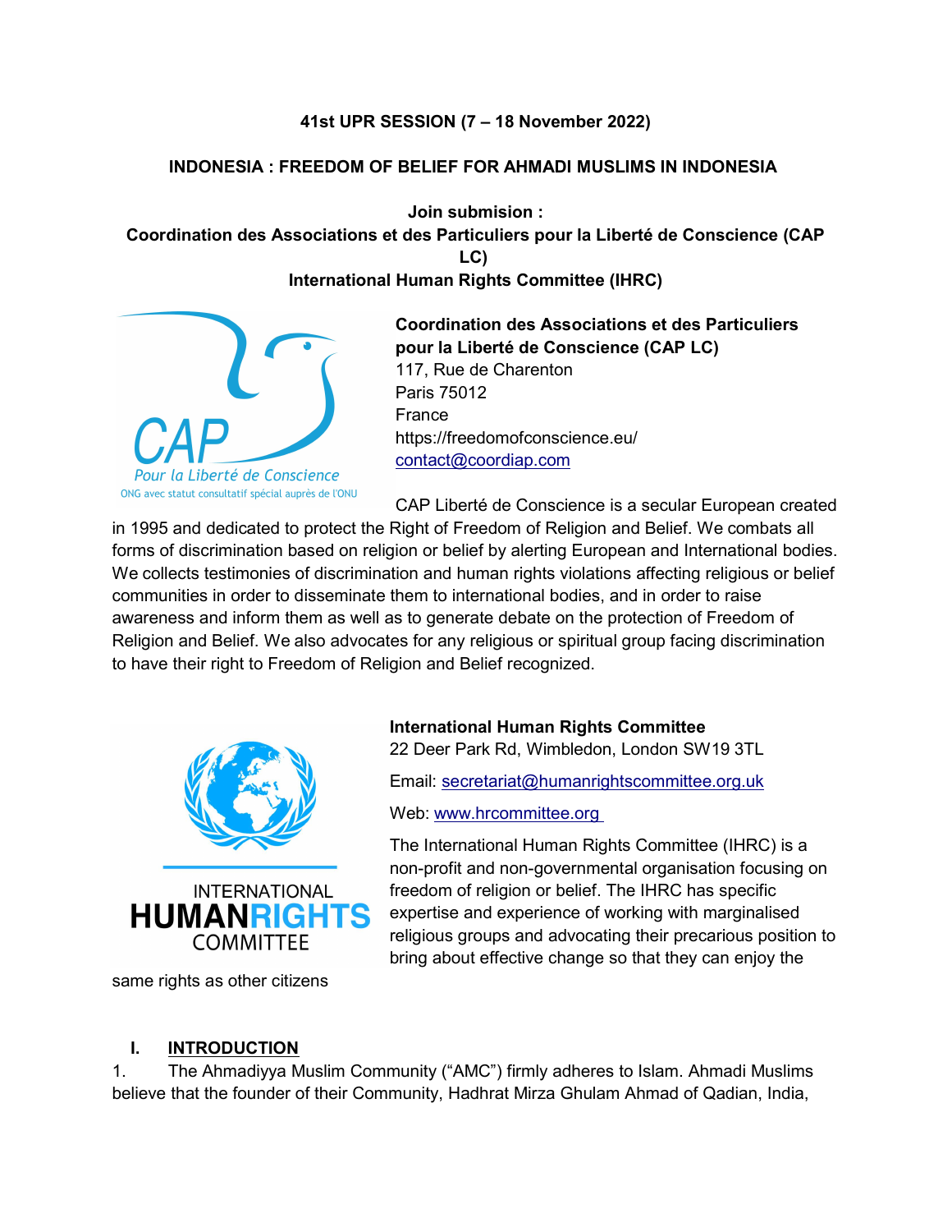**41st UPR SESSION (7 – 18 November 2022)**

**INDONESIA : FREEDOM OF BELIEF FOR AHMADI MUSLIMS IN INDONESIA**

**Join submision :**
**Coordination des Associations et des Particuliers pour la Liberté de Conscience (CAP LC)**
**International Human Rights Committee (IHRC)**

CAP
Pour la Liberté de Conscience
ONG avec statut consultatif spécial auprès de l'ONU

**Coordination des Associations et des Particuliers pour la Liberté de Conscience (CAP LC)**
117, Rue de Charenton
Paris 75012
France
https://freedomofconscience.eu/
contact@coordiap.com

CAP Liberté de Conscience is a secular European created in 1995 and dedicated to protect the Right of Freedom of Religion and Belief. We combats all forms of discrimination based on religion or belief by alerting European and International bodies. We collects testimonies of discrimination and human rights violations affecting religious or belief communities in order to disseminate them to international bodies, and in order to raise awareness and inform them as well as to generate debate on the protection of Freedom of Religion and Belief. We also advocates for any religious or spiritual group facing discrimination to have their right to Freedom of Religion and Belief recognized.

INTERNATIONAL HUMANRIGHTS COMMITTEE

**International Human Rights Committee**
22 Deer Park Rd, Wimbledon, London SW19 3TL

Email: secretariat@humanrightscommittee.org.uk

Web: www.hrcommittee.org

The International Human Rights Committee (IHRC) is a non-profit and non-governmental organisation focusing on freedom of religion or belief. The IHRC has specific expertise and experience of working with marginalised religious groups and advocating their precarious position to bring about effective change so that they can enjoy the same rights as other citizens

## I. INTRODUCTION

1. The Ahmadiyya Muslim Community ("AMC") firmly adheres to Islam. Ahmadi Muslims believe that the founder of their Community, Hadhrat Mirza Ghulam Ahmad of Qadian, India,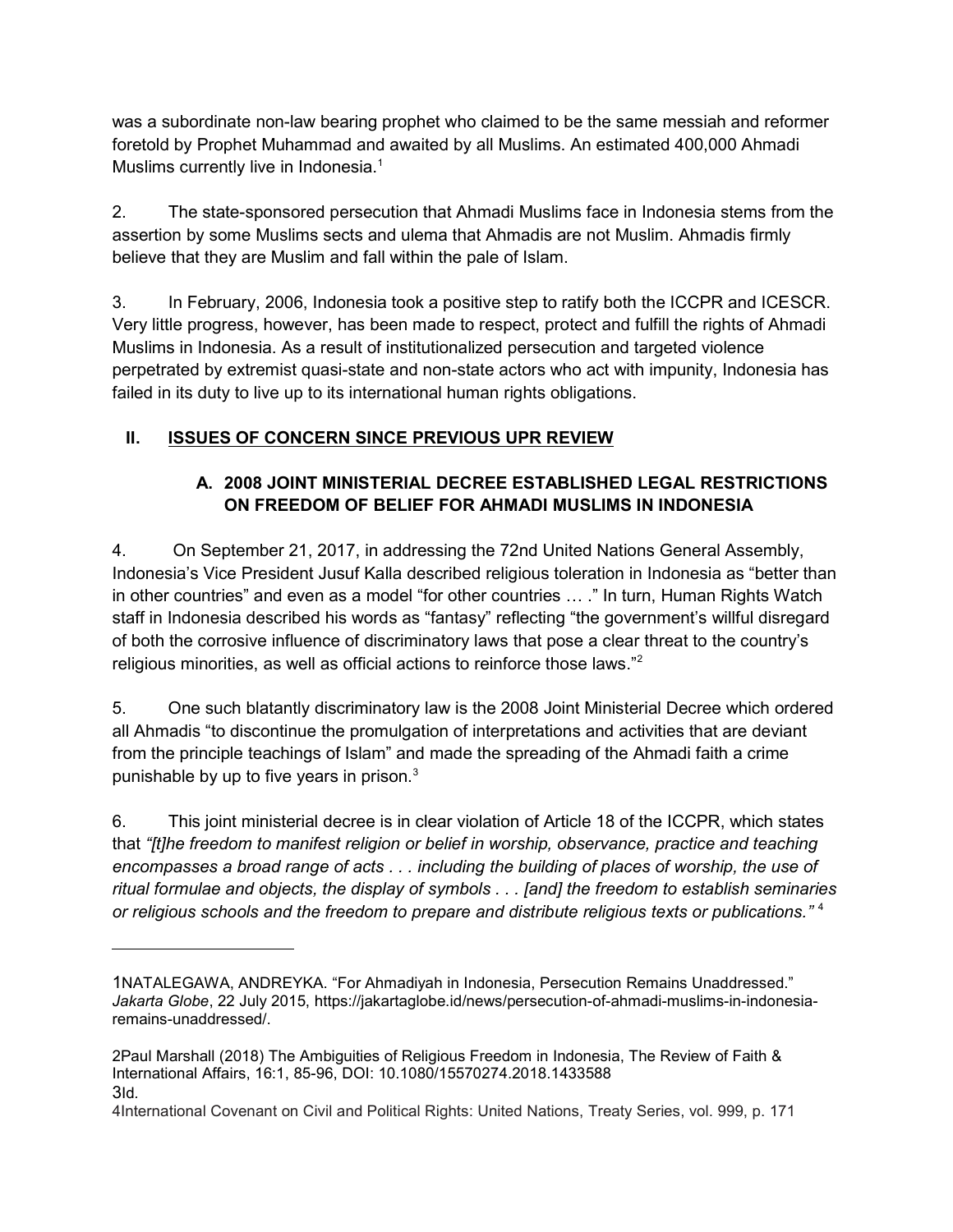was a subordinate non-law bearing prophet who claimed to be the same messiah and reformer foretold by Prophet Muhammad and awaited by all Muslims. An estimated 400,000 Ahmadi Muslims currently live in Indonesia.[1]

2. The state-sponsored persecution that Ahmadi Muslims face in Indonesia stems from the assertion by some Muslims sects and ulema that Ahmadis are not Muslim. Ahmadis firmly believe that they are Muslim and fall within the pale of Islam.

3. In February, 2006, Indonesia took a positive step to ratify both the ICCPR and ICESCR. Very little progress, however, has been made to respect, protect and fulfill the rights of Ahmadi Muslims in Indonesia. As a result of institutionalized persecution and targeted violence perpetrated by extremist quasi-state and non-state actors who act with impunity, Indonesia has failed in its duty to live up to its international human rights obligations.

## II. ISSUES OF CONCERN SINCE PREVIOUS UPR REVIEW

### A. 2008 JOINT MINISTERIAL DECREE ESTABLISHED LEGAL RESTRICTIONS ON FREEDOM OF BELIEF FOR AHMADI MUSLIMS IN INDONESIA

4. On September 21, 2017, in addressing the 72nd United Nations General Assembly, Indonesia's Vice President Jusuf Kalla described religious toleration in Indonesia as "better than in other countries" and even as a model "for other countries … ." In turn, Human Rights Watch staff in Indonesia described his words as "fantasy" reflecting "the government's willful disregard of both the corrosive influence of discriminatory laws that pose a clear threat to the country's religious minorities, as well as official actions to reinforce those laws."[2]

5. One such blatantly discriminatory law is the 2008 Joint Ministerial Decree which ordered all Ahmadis "to discontinue the promulgation of interpretations and activities that are deviant from the principle teachings of Islam" and made the spreading of the Ahmadi faith a crime punishable by up to five years in prison.[3]

6. This joint ministerial decree is in clear violation of Article 18 of the ICCPR, which states that *"[t]he freedom to manifest religion or belief in worship, observance, practice and teaching encompasses a broad range of acts . . . including the building of places of worship, the use of ritual formulae and objects, the display of symbols . . . [and] the freedom to establish seminaries or religious schools and the freedom to prepare and distribute religious texts or publications."* [4]

---

1 NATALEGAWA, ANDREYKA. "For Ahmadiyah in Indonesia, Persecution Remains Unaddressed." *Jakarta Globe*, 22 July 2015, https://jakartaglobe.id/news/persecution-of-ahmadi-muslims-in-indonesia-remains-unaddressed/.

2 Paul Marshall (2018) The Ambiguities of Religious Freedom in Indonesia, The Review of Faith & International Affairs, 16:1, 85-96, DOI: 10.1080/15570274.2018.1433588

3 Id.

4 International Covenant on Civil and Political Rights: United Nations, Treaty Series, vol. 999, p. 171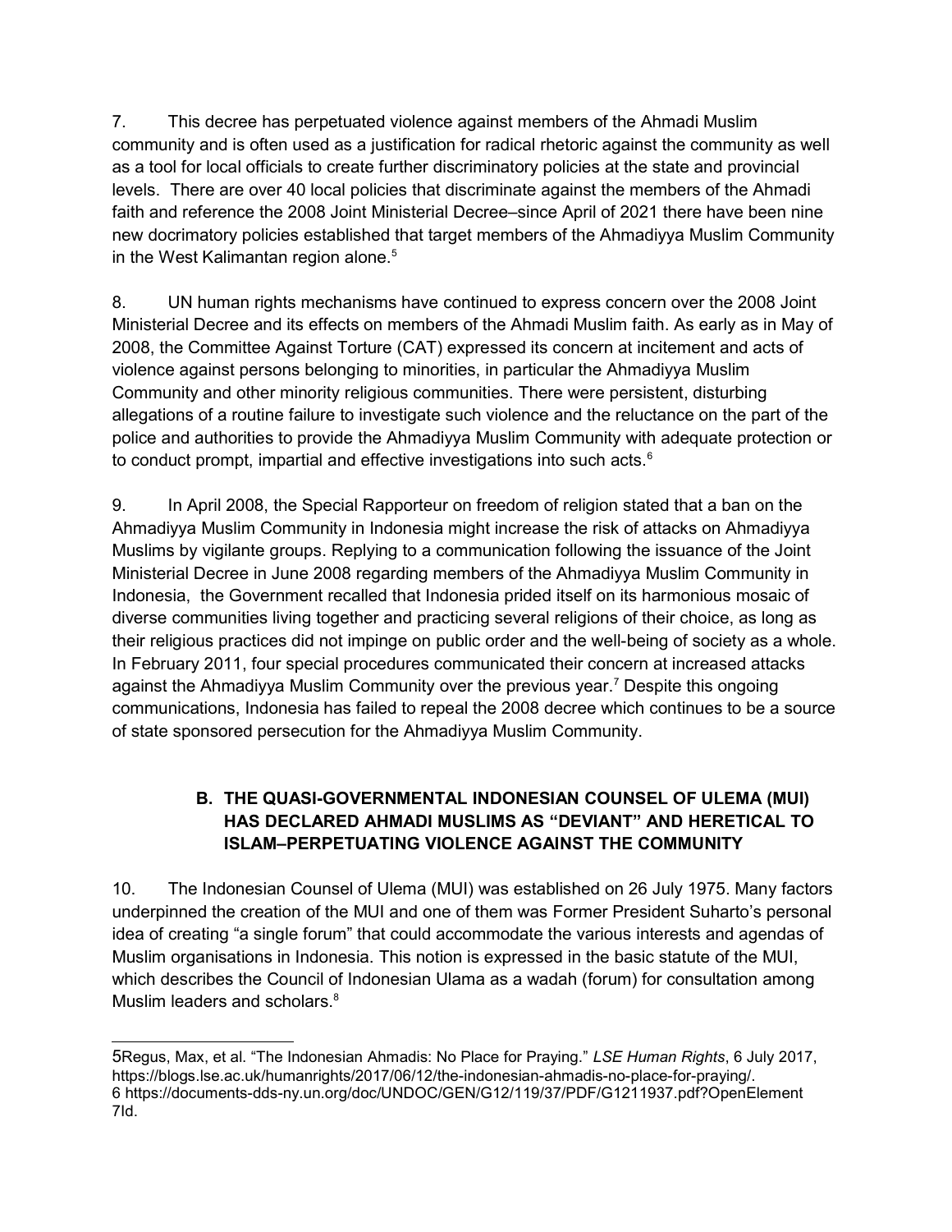7. This decree has perpetuated violence against members of the Ahmadi Muslim community and is often used as a justification for radical rhetoric against the community as well as a tool for local officials to create further discriminatory policies at the state and provincial levels. There are over 40 local policies that discriminate against the members of the Ahmadi faith and reference the 2008 Joint Ministerial Decree–since April of 2021 there have been nine new docrimatory policies established that target members of the Ahmadiyya Muslim Community in the West Kalimantan region alone.[5]

8. UN human rights mechanisms have continued to express concern over the 2008 Joint Ministerial Decree and its effects on members of the Ahmadi Muslim faith. As early as in May of 2008, the Committee Against Torture (CAT) expressed its concern at incitement and acts of violence against persons belonging to minorities, in particular the Ahmadiyya Muslim Community and other minority religious communities. There were persistent, disturbing allegations of a routine failure to investigate such violence and the reluctance on the part of the police and authorities to provide the Ahmadiyya Muslim Community with adequate protection or to conduct prompt, impartial and effective investigations into such acts.[6]

9. In April 2008, the Special Rapporteur on freedom of religion stated that a ban on the Ahmadiyya Muslim Community in Indonesia might increase the risk of attacks on Ahmadiyya Muslims by vigilante groups. Replying to a communication following the issuance of the Joint Ministerial Decree in June 2008 regarding members of the Ahmadiyya Muslim Community in Indonesia, the Government recalled that Indonesia prided itself on its harmonious mosaic of diverse communities living together and practicing several religions of their choice, as long as their religious practices did not impinge on public order and the well-being of society as a whole. In February 2011, four special procedures communicated their concern at increased attacks against the Ahmadiyya Muslim Community over the previous year.[7] Despite this ongoing communications, Indonesia has failed to repeal the 2008 decree which continues to be a source of state sponsored persecution for the Ahmadiyya Muslim Community.

### B. THE QUASI-GOVERNMENTAL INDONESIAN COUNSEL OF ULEMA (MUI) HAS DECLARED AHMADI MUSLIMS AS "DEVIANT" AND HERETICAL TO ISLAM–PERPETUATING VIOLENCE AGAINST THE COMMUNITY

10. The Indonesian Counsel of Ulema (MUI) was established on 26 July 1975. Many factors underpinned the creation of the MUI and one of them was Former President Suharto's personal idea of creating "a single forum" that could accommodate the various interests and agendas of Muslim organisations in Indonesia. This notion is expressed in the basic statute of the MUI, which describes the Council of Indonesian Ulama as a wadah (forum) for consultation among Muslim leaders and scholars.[8]

---

5 Regus, Max, et al. "The Indonesian Ahmadis: No Place for Praying." *LSE Human Rights*, 6 July 2017, https://blogs.lse.ac.uk/humanrights/2017/06/12/the-indonesian-ahmadis-no-place-for-praying/.

6 https://documents-dds-ny.un.org/doc/UNDOC/GEN/G12/119/37/PDF/G1211937.pdf?OpenElement

7 Id.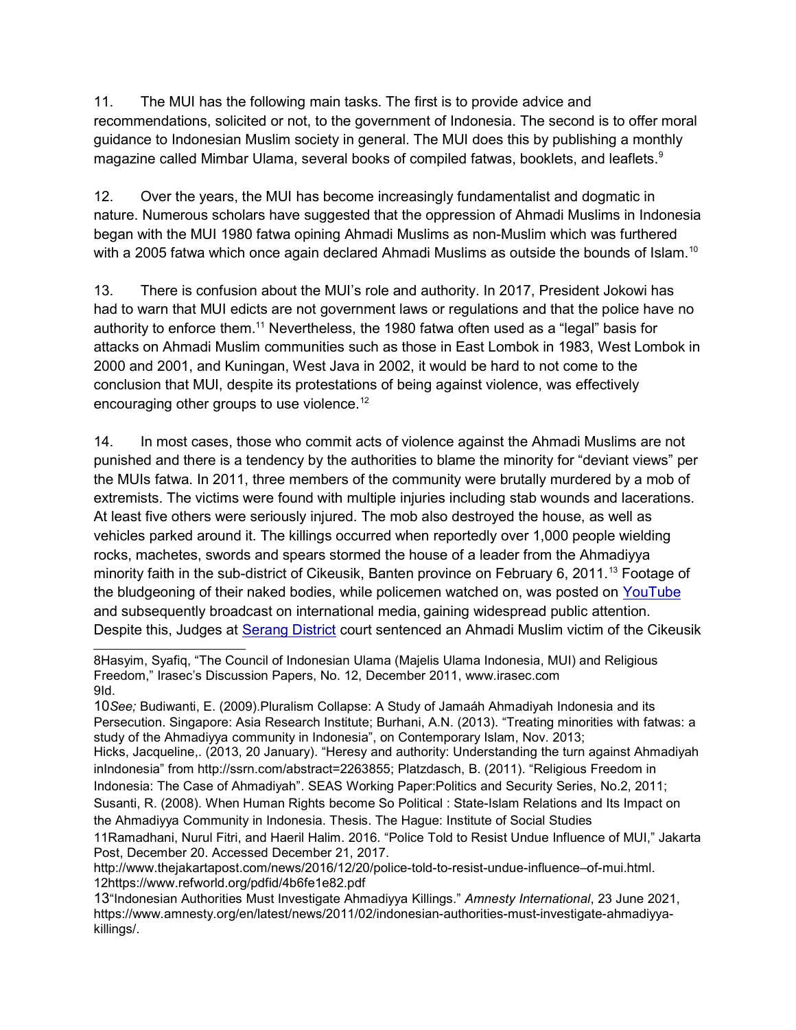11. The MUI has the following main tasks. The first is to provide advice and recommendations, solicited or not, to the government of Indonesia. The second is to offer moral guidance to Indonesian Muslim society in general. The MUI does this by publishing a monthly magazine called Mimbar Ulama, several books of compiled fatwas, booklets, and leaflets.[9]

12. Over the years, the MUI has become increasingly fundamentalist and dogmatic in nature. Numerous scholars have suggested that the oppression of Ahmadi Muslims in Indonesia began with the MUI 1980 fatwa opining Ahmadi Muslims as non-Muslim which was furthered with a 2005 fatwa which once again declared Ahmadi Muslims as outside the bounds of Islam.[10]

13. There is confusion about the MUI's role and authority. In 2017, President Jokowi has had to warn that MUI edicts are not government laws or regulations and that the police have no authority to enforce them.[11] Nevertheless, the 1980 fatwa often used as a "legal" basis for attacks on Ahmadi Muslim communities such as those in East Lombok in 1983, West Lombok in 2000 and 2001, and Kuningan, West Java in 2002, it would be hard to not come to the conclusion that MUI, despite its protestations of being against violence, was effectively encouraging other groups to use violence.[12]

14. In most cases, those who commit acts of violence against the Ahmadi Muslims are not punished and there is a tendency by the authorities to blame the minority for "deviant views" per the MUIs fatwa. In 2011, three members of the community were brutally murdered by a mob of extremists. The victims were found with multiple injuries including stab wounds and lacerations. At least five others were seriously injured. The mob also destroyed the house, as well as vehicles parked around it. The killings occurred when reportedly over 1,000 people wielding rocks, machetes, swords and spears stormed the house of a leader from the Ahmadiyya minority faith in the sub-district of Cikeusik, Banten province on February 6, 2011.[13] Footage of the bludgeoning of their naked bodies, while policemen watched on, was posted on YouTube and subsequently broadcast on international media, gaining widespread public attention. Despite this, Judges at Serang District court sentenced an Ahmadi Muslim victim of the Cikeusik

---

8Hasyim, Syafiq, "The Council of Indonesian Ulama (Majelis Ulama Indonesia, MUI) and Religious Freedom," Irasec's Discussion Papers, No. 12, December 2011, www.irasec.com

9Id.

10*See;* Budiwanti, E. (2009).Pluralism Collapse: A Study of Jamaáh Ahmadiyah Indonesia and its Persecution. Singapore: Asia Research Institute; Burhani, A.N. (2013). "Treating minorities with fatwas: a study of the Ahmadiyya community in Indonesia", on Contemporary Islam, Nov. 2013; Hicks, Jacqueline,. (2013, 20 January). "Heresy and authority: Understanding the turn against Ahmadiyah inIndonesia" from http://ssrn.com/abstract=2263855; Platzdasch, B. (2011). "Religious Freedom in Indonesia: The Case of Ahmadiyah". SEAS Working Paper:Politics and Security Series, No.2, 2011; Susanti, R. (2008). When Human Rights become So Political : State-Islam Relations and Its Impact on the Ahmadiyya Community in Indonesia. Thesis. The Hague: Institute of Social Studies

11Ramadhani, Nurul Fitri, and Haeril Halim. 2016. "Police Told to Resist Undue Influence of MUI," Jakarta Post, December 20. Accessed December 21, 2017. http://www.thejakartapost.com/news/2016/12/20/police-told-to-resist-undue-influence–of-mui.html.

12https://www.refworld.org/pdfid/4b6fe1e82.pdf

13"Indonesian Authorities Must Investigate Ahmadiyya Killings." *Amnesty International*, 23 June 2021, https://www.amnesty.org/en/latest/news/2011/02/indonesian-authorities-must-investigate-ahmadiyya-killings/.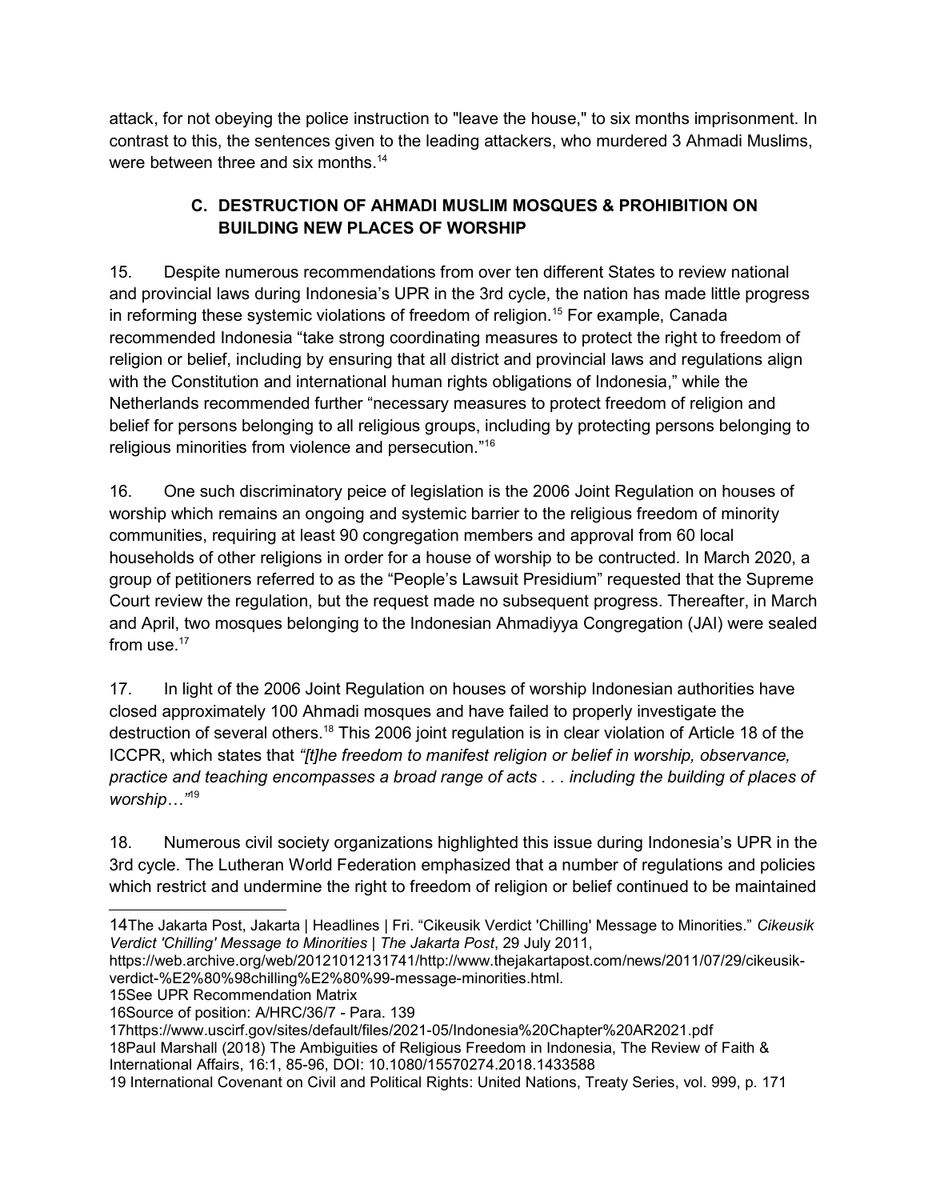attack, for not obeying the police instruction to "leave the house," to six months imprisonment. In contrast to this, the sentences given to the leading attackers, who murdered 3 Ahmadi Muslims, were between three and six months.[14]

### C. DESTRUCTION OF AHMADI MUSLIM MOSQUES & PROHIBITION ON BUILDING NEW PLACES OF WORSHIP

15. Despite numerous recommendations from over ten different States to review national and provincial laws during Indonesia's UPR in the 3rd cycle, the nation has made little progress in reforming these systemic violations of freedom of religion.[15] For example, Canada recommended Indonesia "take strong coordinating measures to protect the right to freedom of religion or belief, including by ensuring that all district and provincial laws and regulations align with the Constitution and international human rights obligations of Indonesia," while the Netherlands recommended further "necessary measures to protect freedom of religion and belief for persons belonging to all religious groups, including by protecting persons belonging to religious minorities from violence and persecution."[16]

16. One such discriminatory peice of legislation is the 2006 Joint Regulation on houses of worship which remains an ongoing and systemic barrier to the religious freedom of minority communities, requiring at least 90 congregation members and approval from 60 local households of other religions in order for a house of worship to be contructed. In March 2020, a group of petitioners referred to as the "People's Lawsuit Presidium" requested that the Supreme Court review the regulation, but the request made no subsequent progress. Thereafter, in March and April, two mosques belonging to the Indonesian Ahmadiyya Congregation (JAI) were sealed from use.[17]

17. In light of the 2006 Joint Regulation on houses of worship Indonesian authorities have closed approximately 100 Ahmadi mosques and have failed to properly investigate the destruction of several others.[18] This 2006 joint regulation is in clear violation of Article 18 of the ICCPR, which states that *"[t]he freedom to manifest religion or belief in worship, observance, practice and teaching encompasses a broad range of acts . . . including the building of places of worship…"*[19]

18. Numerous civil society organizations highlighted this issue during Indonesia's UPR in the 3rd cycle. The Lutheran World Federation emphasized that a number of regulations and policies which restrict and undermine the right to freedom of religion or belief continued to be maintained

---

14The Jakarta Post, Jakarta | Headlines | Fri. "Cikeusik Verdict 'Chilling' Message to Minorities." *Cikeusik Verdict 'Chilling' Message to Minorities | The Jakarta Post*, 29 July 2011, https://web.archive.org/web/20121012131741/http://www.thejakartapost.com/news/2011/07/29/cikeusik-verdict-%E2%80%98chilling%E2%80%99-message-minorities.html.

15See UPR Recommendation Matrix

16Source of position: A/HRC/36/7 - Para. 139

17https://www.uscirf.gov/sites/default/files/2021-05/Indonesia%20Chapter%20AR2021.pdf

18Paul Marshall (2018) The Ambiguities of Religious Freedom in Indonesia, The Review of Faith & International Affairs, 16:1, 85-96, DOI: 10.1080/15570274.2018.1433588

19 International Covenant on Civil and Political Rights: United Nations, Treaty Series, vol. 999, p. 171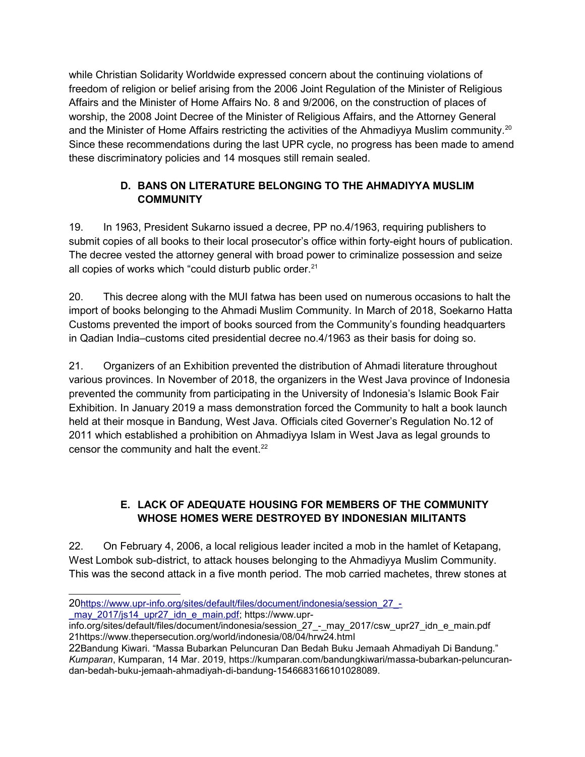while Christian Solidarity Worldwide expressed concern about the continuing violations of freedom of religion or belief arising from the 2006 Joint Regulation of the Minister of Religious Affairs and the Minister of Home Affairs No. 8 and 9/2006, on the construction of places of worship, the 2008 Joint Decree of the Minister of Religious Affairs, and the Attorney General and the Minister of Home Affairs restricting the activities of the Ahmadiyya Muslim community.[20] Since these recommendations during the last UPR cycle, no progress has been made to amend these discriminatory policies and 14 mosques still remain sealed.

### D. BANS ON LITERATURE BELONGING TO THE AHMADIYYA MUSLIM COMMUNITY

19. In 1963, President Sukarno issued a decree, PP no.4/1963, requiring publishers to submit copies of all books to their local prosecutor's office within forty-eight hours of publication. The decree vested the attorney general with broad power to criminalize possession and seize all copies of works which "could disturb public order.[21]

20. This decree along with the MUI fatwa has been used on numerous occasions to halt the import of books belonging to the Ahmadi Muslim Community. In March of 2018, Soekarno Hatta Customs prevented the import of books sourced from the Community's founding headquarters in Qadian India–customs cited presidential decree no.4/1963 as their basis for doing so.

21. Organizers of an Exhibition prevented the distribution of Ahmadi literature throughout various provinces. In November of 2018, the organizers in the West Java province of Indonesia prevented the community from participating in the University of Indonesia's Islamic Book Fair Exhibition. In January 2019 a mass demonstration forced the Community to halt a book launch held at their mosque in Bandung, West Java. Officials cited Governer's Regulation No.12 of 2011 which established a prohibition on Ahmadiyya Islam in West Java as legal grounds to censor the community and halt the event.[22]

### E. LACK OF ADEQUATE HOUSING FOR MEMBERS OF THE COMMUNITY WHOSE HOMES WERE DESTROYED BY INDONESIAN MILITANTS

22. On February 4, 2006, a local religious leader incited a mob in the hamlet of Ketapang, West Lombok sub-district, to attack houses belonging to the Ahmadiyya Muslim Community. This was the second attack in a five month period. The mob carried machetes, threw stones at

---

20 https://www.upr-info.org/sites/default/files/document/indonesia/session_27_-_may_2017/js14_upr27_idn_e_main.pdf; https://www.upr-info.org/sites/default/files/document/indonesia/session_27_-_may_2017/csw_upr27_idn_e_main.pdf

21 https://www.thepersecution.org/world/indonesia/08/04/hrw24.html

22 Bandung Kiwari. "Massa Bubarkan Peluncuran Dan Bedah Buku Jemaah Ahmadiyah Di Bandung." *Kumparan*, Kumparan, 14 Mar. 2019, https://kumparan.com/bandungkiwari/massa-bubarkan-peluncuran-dan-bedah-buku-jemaah-ahmadiyah-di-bandung-1546683166101028089.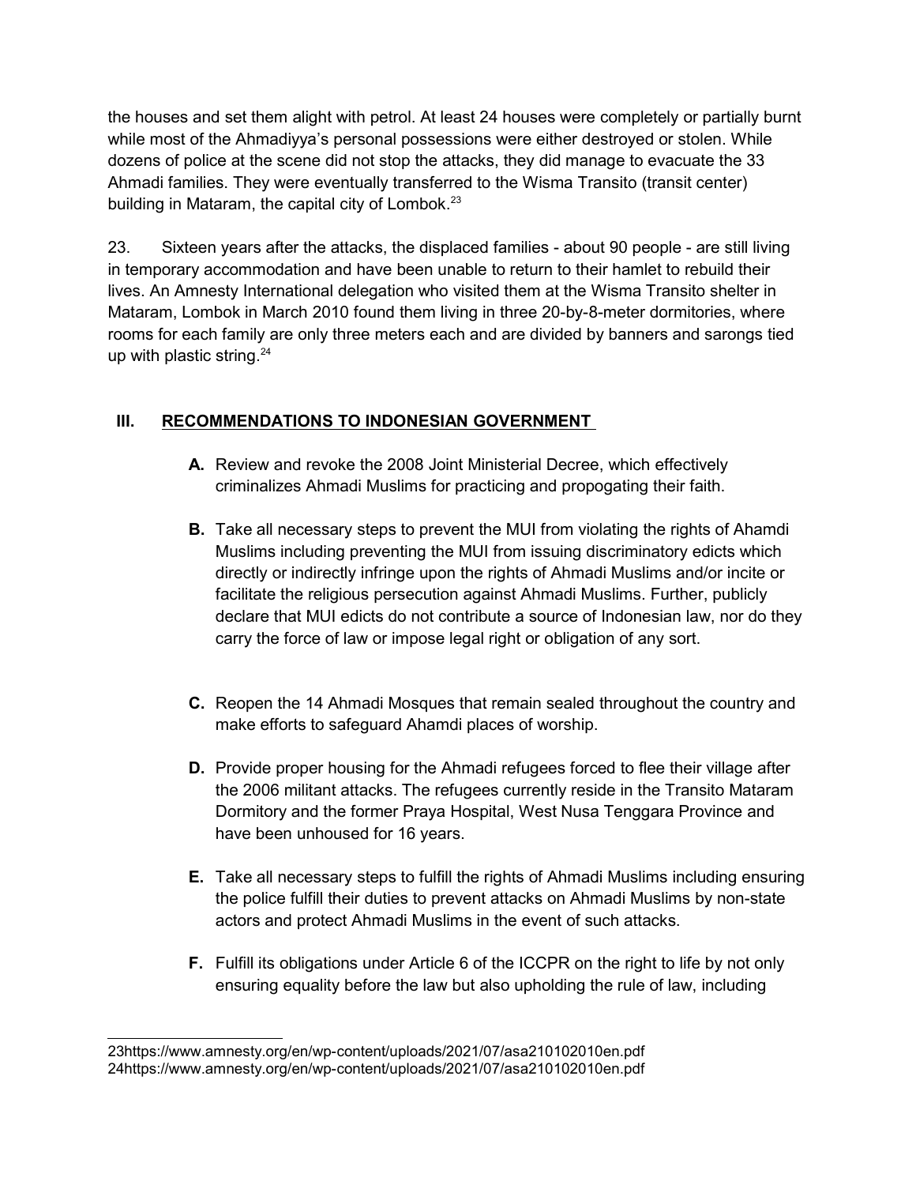the houses and set them alight with petrol. At least 24 houses were completely or partially burnt while most of the Ahmadiyya's personal possessions were either destroyed or stolen. While dozens of police at the scene did not stop the attacks, they did manage to evacuate the 33 Ahmadi families. They were eventually transferred to the Wisma Transito (transit center) building in Mataram, the capital city of Lombok.[23]

23. Sixteen years after the attacks, the displaced families - about 90 people - are still living in temporary accommodation and have been unable to return to their hamlet to rebuild their lives. An Amnesty International delegation who visited them at the Wisma Transito shelter in Mataram, Lombok in March 2010 found them living in three 20-by-8-meter dormitories, where rooms for each family are only three meters each and are divided by banners and sarongs tied up with plastic string.[24]

## III. RECOMMENDATIONS TO INDONESIAN GOVERNMENT

**A.** Review and revoke the 2008 Joint Ministerial Decree, which effectively criminalizes Ahmadi Muslims for practicing and propogating their faith.

**B.** Take all necessary steps to prevent the MUI from violating the rights of Ahamdi Muslims including preventing the MUI from issuing discriminatory edicts which directly or indirectly infringe upon the rights of Ahmadi Muslims and/or incite or facilitate the religious persecution against Ahmadi Muslims. Further, publicly declare that MUI edicts do not contribute a source of Indonesian law, nor do they carry the force of law or impose legal right or obligation of any sort.

**C.** Reopen the 14 Ahmadi Mosques that remain sealed throughout the country and make efforts to safeguard Ahamdi places of worship.

**D.** Provide proper housing for the Ahmadi refugees forced to flee their village after the 2006 militant attacks. The refugees currently reside in the Transito Mataram Dormitory and the former Praya Hospital, West Nusa Tenggara Province and have been unhoused for 16 years.

**E.** Take all necessary steps to fulfill the rights of Ahmadi Muslims including ensuring the police fulfill their duties to prevent attacks on Ahmadi Muslims by non-state actors and protect Ahmadi Muslims in the event of such attacks.

**F.** Fulfill its obligations under Article 6 of the ICCPR on the right to life by not only ensuring equality before the law but also upholding the rule of law, including

---

23https://www.amnesty.org/en/wp-content/uploads/2021/07/asa210102010en.pdf

24https://www.amnesty.org/en/wp-content/uploads/2021/07/asa210102010en.pdf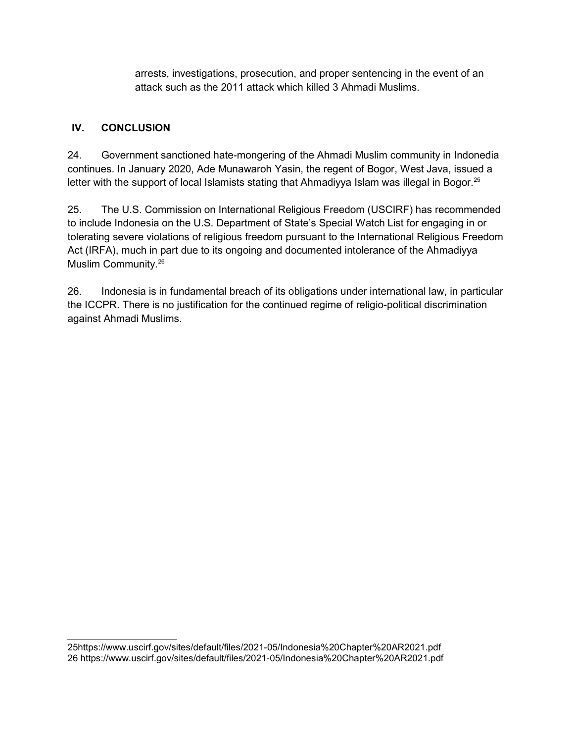arrests, investigations, prosecution, and proper sentencing in the event of an attack such as the 2011 attack which killed 3 Ahmadi Muslims.

## IV. CONCLUSION

24. Government sanctioned hate-mongering of the Ahmadi Muslim community in Indonedia continues. In January 2020, Ade Munawaroh Yasin, the regent of Bogor, West Java, issued a letter with the support of local Islamists stating that Ahmadiyya Islam was illegal in Bogor.[25]

25. The U.S. Commission on International Religious Freedom (USCIRF) has recommended to include Indonesia on the U.S. Department of State's Special Watch List for engaging in or tolerating severe violations of religious freedom pursuant to the International Religious Freedom Act (IRFA), much in part due to its ongoing and documented intolerance of the Ahmadiyya Muslim Community.[26]

26. Indonesia is in fundamental breach of its obligations under international law, in particular the ICCPR. There is no justification for the continued regime of religio-political discrimination against Ahmadi Muslims.

---

25https://www.uscirf.gov/sites/default/files/2021-05/Indonesia%20Chapter%20AR2021.pdf

26 https://www.uscirf.gov/sites/default/files/2021-05/Indonesia%20Chapter%20AR2021.pdf